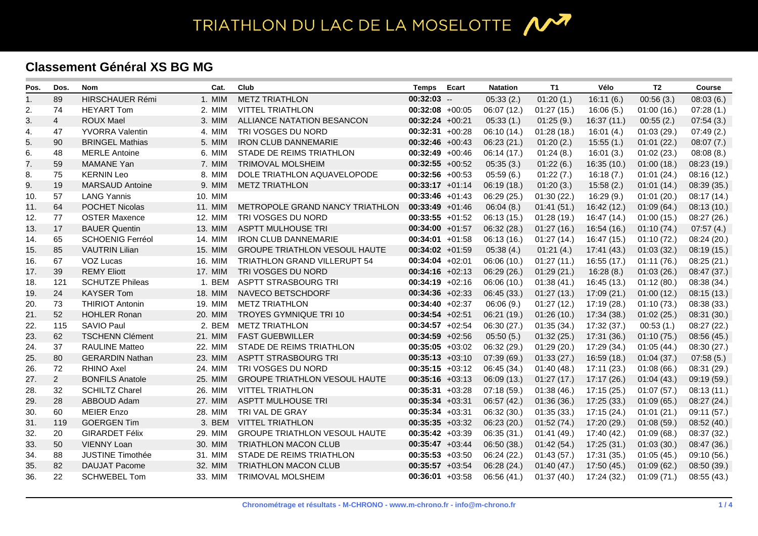# TRIATHLON DU LAC DE LA MOSELOTTE

## Classement Général XS BG MG

| Pos. | Dos. | Nom | Cat. | Club | Temps | Ecart | Natation | T1 | Vélo | T2 | Course |
|---|---|---|---|---|---|---|---|---|---|---|---|
| 1. | 89 | HIRSCHAUER Rémi | 1. MIM | METZ TRIATHLON | **00:32:03** | -- | 05:33 (2.) | 01:20 (1.) | 16:11 (6.) | 00:56 (3.) | 08:03 (6.) |
| 2. | 74 | HEYART Tom | 2. MIM | VITTEL TRIATHLON | **00:32:08** | +00:05 | 06:07 (12.) | 01:27 (15.) | 16:06 (5.) | 01:00 (16.) | 07:28 (1.) |
| 3. | 4 | ROUX Mael | 3. MIM | ALLIANCE NATATION BESANCON | **00:32:24** | +00:21 | 05:33 (1.) | 01:25 (9.) | 16:37 (11.) | 00:55 (2.) | 07:54 (3.) |
| 4. | 47 | YVORRA Valentin | 4. MIM | TRI VOSGES DU NORD | **00:32:31** | +00:28 | 06:10 (14.) | 01:28 (18.) | 16:01 (4.) | 01:03 (29.) | 07:49 (2.) |
| 5. | 90 | BRINGEL Mathias | 5. MIM | IRON CLUB DANNEMARIE | **00:32:46** | +00:43 | 06:23 (21.) | 01:20 (2.) | 15:55 (1.) | 01:01 (22.) | 08:07 (7.) |
| 6. | 48 | MERLE Antoine | 6. MIM | STADE DE REIMS TRIATHLON | **00:32:49** | +00:46 | 06:14 (17.) | 01:24 (8.) | 16:01 (3.) | 01:02 (23.) | 08:08 (8.) |
| 7. | 59 | MAMANE Yan | 7. MIM | TRIMOVAL MOLSHEIM | **00:32:55** | +00:52 | 05:35 (3.) | 01:22 (6.) | 16:35 (10.) | 01:00 (18.) | 08:23 (19.) |
| 8. | 75 | KERNIN Leo | 8. MIM | DOLE TRIATHLON AQUAVELOPODE | **00:32:56** | +00:53 | 05:59 (6.) | 01:22 (7.) | 16:18 (7.) | 01:01 (24.) | 08:16 (12.) |
| 9. | 19 | MARSAUD Antoine | 9. MIM | METZ TRIATHLON | **00:33:17** | +01:14 | 06:19 (18.) | 01:20 (3.) | 15:58 (2.) | 01:01 (14.) | 08:39 (35.) |
| 10. | 57 | LANG Yannis | 10. MIM | | **00:33:46** | +01:43 | 06:29 (25.) | 01:30 (22.) | 16:29 (9.) | 01:01 (20.) | 08:17 (14.) |
| 11. | 64 | POCHET Nicolas | 11. MIM | METROPOLE GRAND NANCY TRIATHLON | **00:33:49** | +01:46 | 06:04 (8.) | 01:41 (51.) | 16:42 (12.) | 01:09 (64.) | 08:13 (10.) |
| 12. | 77 | OSTER Maxence | 12. MIM | TRI VOSGES DU NORD | **00:33:55** | +01:52 | 06:13 (15.) | 01:28 (19.) | 16:47 (14.) | 01:00 (15.) | 08:27 (26.) |
| 13. | 17 | BAUER Quentin | 13. MIM | ASPTT MULHOUSE TRI | **00:34:00** | +01:57 | 06:32 (28.) | 01:27 (16.) | 16:54 (16.) | 01:10 (74.) | 07:57 (4.) |
| 14. | 65 | SCHOENIG Ferréol | 14. MIM | IRON CLUB DANNEMARIE | **00:34:01** | +01:58 | 06:13 (16.) | 01:27 (14.) | 16:47 (15.) | 01:10 (72.) | 08:24 (20.) |
| 15. | 85 | VAUTRIN Lilian | 15. MIM | GROUPE TRIATHLON VESOUL HAUTE | **00:34:02** | +01:59 | 05:38 (4.) | 01:21 (4.) | 17:41 (43.) | 01:03 (32.) | 08:19 (15.) |
| 16. | 67 | VOZ Lucas | 16. MIM | TRIATHLON GRAND VILLERUPT 54 | **00:34:04** | +02:01 | 06:06 (10.) | 01:27 (11.) | 16:55 (17.) | 01:11 (76.) | 08:25 (21.) |
| 17. | 39 | REMY Eliott | 17. MIM | TRI VOSGES DU NORD | **00:34:16** | +02:13 | 06:29 (26.) | 01:29 (21.) | 16:28 (8.) | 01:03 (26.) | 08:47 (37.) |
| 18. | 121 | SCHUTZE Phileas | 1. BEM | ASPTT STRASBOURG TRI | **00:34:19** | +02:16 | 06:06 (10.) | 01:38 (41.) | 16:45 (13.) | 01:12 (80.) | 08:38 (34.) |
| 19. | 24 | KAYSER Tom | 18. MIM | NAVECO BETSCHDORF | **00:34:36** | +02:33 | 06:45 (33.) | 01:27 (13.) | 17:09 (21.) | 01:00 (12.) | 08:15 (13.) |
| 20. | 73 | THIRIOT Antonin | 19. MIM | METZ TRIATHLON | **00:34:40** | +02:37 | 06:06 (9.) | 01:27 (12.) | 17:19 (28.) | 01:10 (73.) | 08:38 (33.) |
| 21. | 52 | HOHLER Ronan | 20. MIM | TROYES GYMNIQUE TRI 10 | **00:34:54** | +02:51 | 06:21 (19.) | 01:26 (10.) | 17:34 (38.) | 01:02 (25.) | 08:31 (30.) |
| 22. | 115 | SAVIO Paul | 2. BEM | METZ TRIATHLON | **00:34:57** | +02:54 | 06:30 (27.) | 01:35 (34.) | 17:32 (37.) | 00:53 (1.) | 08:27 (22.) |
| 23. | 62 | TSCHENN Clément | 21. MIM | FAST GUEBWILLER | **00:34:59** | +02:56 | 05:50 (5.) | 01:32 (25.) | 17:31 (36.) | 01:10 (75.) | 08:56 (45.) |
| 24. | 37 | RAULINE Matteo | 22. MIM | STADE DE REIMS TRIATHLON | **00:35:05** | +03:02 | 06:32 (29.) | 01:29 (20.) | 17:29 (34.) | 01:05 (44.) | 08:30 (27.) |
| 25. | 80 | GERARDIN Nathan | 23. MIM | ASPTT STRASBOURG TRI | **00:35:13** | +03:10 | 07:39 (69.) | 01:33 (27.) | 16:59 (18.) | 01:04 (37.) | 07:58 (5.) |
| 26. | 72 | RHINO Axel | 24. MIM | TRI VOSGES DU NORD | **00:35:15** | +03:12 | 06:45 (34.) | 01:40 (48.) | 17:11 (23.) | 01:08 (66.) | 08:31 (29.) |
| 27. | 2 | BONFILS Anatole | 25. MIM | GROUPE TRIATHLON VESOUL HAUTE | **00:35:16** | +03:13 | 06:09 (13.) | 01:27 (17.) | 17:17 (26.) | 01:04 (43.) | 09:19 (59.) |
| 28. | 32 | SCHILTZ Charel | 26. MIM | VITTEL TRIATHLON | **00:35:31** | +03:28 | 07:18 (59.) | 01:38 (46.) | 17:15 (25.) | 01:07 (57.) | 08:13 (11.) |
| 29. | 28 | ABBOUD Adam | 27. MIM | ASPTT MULHOUSE TRI | **00:35:34** | +03:31 | 06:57 (42.) | 01:36 (36.) | 17:25 (33.) | 01:09 (65.) | 08:27 (24.) |
| 30. | 60 | MEIER Enzo | 28. MIM | TRI VAL DE GRAY | **00:35:34** | +03:31 | 06:32 (30.) | 01:35 (33.) | 17:15 (24.) | 01:01 (21.) | 09:11 (57.) |
| 31. | 119 | GOERGEN Tim | 3. BEM | VITTEL TRIATHLON | **00:35:35** | +03:32 | 06:23 (20.) | 01:52 (74.) | 17:20 (29.) | 01:08 (59.) | 08:52 (40.) |
| 32. | 20 | GIRARDET Félix | 29. MIM | GROUPE TRIATHLON VESOUL HAUTE | **00:35:42** | +03:39 | 06:35 (31.) | 01:41 (49.) | 17:40 (42.) | 01:09 (68.) | 08:37 (32.) |
| 33. | 50 | VIENNY Loan | 30. MIM | TRIATHLON MACON CLUB | **00:35:47** | +03:44 | 06:50 (38.) | 01:42 (54.) | 17:25 (31.) | 01:03 (30.) | 08:47 (36.) |
| 34. | 88 | JUSTINE Timothée | 31. MIM | STADE DE REIMS TRIATHLON | **00:35:53** | +03:50 | 06:24 (22.) | 01:43 (57.) | 17:31 (35.) | 01:05 (45.) | 09:10 (56.) |
| 35. | 82 | DAUJAT Pacome | 32. MIM | TRIATHLON MACON CLUB | **00:35:57** | +03:54 | 06:28 (24.) | 01:40 (47.) | 17:50 (45.) | 01:09 (62.) | 08:50 (39.) |
| 36. | 22 | SCHWEBEL Tom | 33. MIM | TRIMOVAL MOLSHEIM | **00:36:01** | +03:58 | 06:56 (41.) | 01:37 (40.) | 17:24 (32.) | 01:09 (71.) | 08:55 (43.) |

Chronométrage et résultats - M-CHRONO - www.m-chrono.fr - info@m-chrono.fr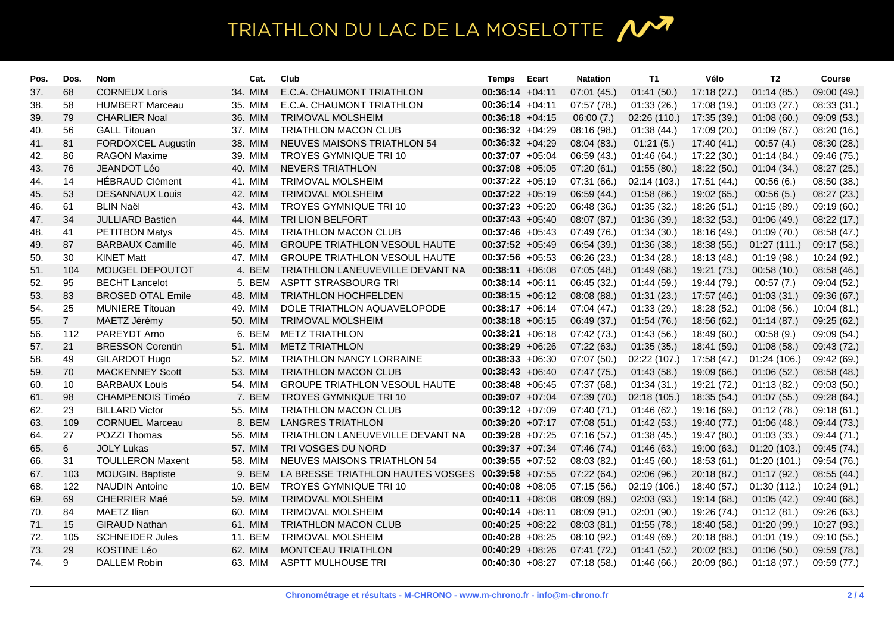# TRIATHLON DU LAC DE LA MOSELOTTE

| Pos. | Dos. | Nom | Cat. | Club | Temps | Ecart | Natation | T1 | Vélo | T2 | Course |
|---|---|---|---|---|---|---|---|---|---|---|---|
| 37. | 68 | CORNEUX Loris | 34. MIM | E.C.A. CHAUMONT TRIATHLON | **00:36:14** | +04:11 | 07:01 (45.) | 01:41 (50.) | 17:18 (27.) | 01:14 (85.) | 09:00 (49.) |
| 38. | 58 | HUMBERT Marceau | 35. MIM | E.C.A. CHAUMONT TRIATHLON | **00:36:14** | +04:11 | 07:57 (78.) | 01:33 (26.) | 17:08 (19.) | 01:03 (27.) | 08:33 (31.) |
| 39. | 79 | CHARLIER Noal | 36. MIM | TRIMOVAL MOLSHEIM | **00:36:18** | +04:15 | 06:00 (7.) | 02:26 (110.) | 17:35 (39.) | 01:08 (60.) | 09:09 (53.) |
| 40. | 56 | GALL Titouan | 37. MIM | TRIATHLON MACON CLUB | **00:36:32** | +04:29 | 08:16 (98.) | 01:38 (44.) | 17:09 (20.) | 01:09 (67.) | 08:20 (16.) |
| 41. | 81 | FORDOXCEL Augustin | 38. MIM | NEUVES MAISONS TRIATHLON 54 | **00:36:32** | +04:29 | 08:04 (83.) | 01:21 (5.) | 17:40 (41.) | 00:57 (4.) | 08:30 (28.) |
| 42. | 86 | RAGON Maxime | 39. MIM | TROYES GYMNIQUE TRI 10 | **00:37:07** | +05:04 | 06:59 (43.) | 01:46 (64.) | 17:22 (30.) | 01:14 (84.) | 09:46 (75.) |
| 43. | 76 | JEANDOT Léo | 40. MIM | NEVERS TRIATHLON | **00:37:08** | +05:05 | 07:20 (61.) | 01:55 (80.) | 18:22 (50.) | 01:04 (34.) | 08:27 (25.) |
| 44. | 14 | HÉBRAUD Clément | 41. MIM | TRIMOVAL MOLSHEIM | **00:37:22** | +05:19 | 07:31 (66.) | 02:14 (103.) | 17:51 (44.) | 00:56 (6.) | 08:50 (38.) |
| 45. | 53 | DESANNAUX Louis | 42. MIM | TRIMOVAL MOLSHEIM | **00:37:22** | +05:19 | 06:59 (44.) | 01:58 (86.) | 19:02 (65.) | 00:56 (5.) | 08:27 (23.) |
| 46. | 61 | BLIN Naël | 43. MIM | TROYES GYMNIQUE TRI 10 | **00:37:23** | +05:20 | 06:48 (36.) | 01:35 (32.) | 18:26 (51.) | 01:15 (89.) | 09:19 (60.) |
| 47. | 34 | JULLIARD Bastien | 44. MIM | TRI LION BELFORT | **00:37:43** | +05:40 | 08:07 (87.) | 01:36 (39.) | 18:32 (53.) | 01:06 (49.) | 08:22 (17.) |
| 48. | 41 | PETITBON Matys | 45. MIM | TRIATHLON MACON CLUB | **00:37:46** | +05:43 | 07:49 (76.) | 01:34 (30.) | 18:16 (49.) | 01:09 (70.) | 08:58 (47.) |
| 49. | 87 | BARBAUX Camille | 46. MIM | GROUPE TRIATHLON VESOUL HAUTE | **00:37:52** | +05:49 | 06:54 (39.) | 01:36 (38.) | 18:38 (55.) | 01:27 (111.) | 09:17 (58.) |
| 50. | 30 | KINET Matt | 47. MIM | GROUPE TRIATHLON VESOUL HAUTE | **00:37:56** | +05:53 | 06:26 (23.) | 01:34 (28.) | 18:13 (48.) | 01:19 (98.) | 10:24 (92.) |
| 51. | 104 | MOUGEL DEPOUTOT | 4. BEM | TRIATHLON LANEUVEVILLE DEVANT NA | **00:38:11** | +06:08 | 07:05 (48.) | 01:49 (68.) | 19:21 (73.) | 00:58 (10.) | 08:58 (46.) |
| 52. | 95 | BECHT Lancelot | 5. BEM | ASPTT STRASBOURG TRI | **00:38:14** | +06:11 | 06:45 (32.) | 01:44 (59.) | 19:44 (79.) | 00:57 (7.) | 09:04 (52.) |
| 53. | 83 | BROSED OTAL Emile | 48. MIM | TRIATHLON HOCHFELDEN | **00:38:15** | +06:12 | 08:08 (88.) | 01:31 (23.) | 17:57 (46.) | 01:03 (31.) | 09:36 (67.) |
| 54. | 25 | MUNIERE Titouan | 49. MIM | DOLE TRIATHLON AQUAVELOPODE | **00:38:17** | +06:14 | 07:04 (47.) | 01:33 (29.) | 18:28 (52.) | 01:08 (56.) | 10:04 (81.) |
| 55. | 7 | MAETZ Jérémy | 50. MIM | TRIMOVAL MOLSHEIM | **00:38:18** | +06:15 | 06:49 (37.) | 01:54 (76.) | 18:56 (62.) | 01:14 (87.) | 09:25 (62.) |
| 56. | 112 | PAREYDT Arno | 6. BEM | METZ TRIATHLON | **00:38:21** | +06:18 | 07:42 (73.) | 01:43 (56.) | 18:49 (60.) | 00:58 (9.) | 09:09 (54.) |
| 57. | 21 | BRESSON Corentin | 51. MIM | METZ TRIATHLON | **00:38:29** | +06:26 | 07:22 (63.) | 01:35 (35.) | 18:41 (59.) | 01:08 (58.) | 09:43 (72.) |
| 58. | 49 | GILARDOT Hugo | 52. MIM | TRIATHLON NANCY LORRAINE | **00:38:33** | +06:30 | 07:07 (50.) | 02:22 (107.) | 17:58 (47.) | 01:24 (106.) | 09:42 (69.) |
| 59. | 70 | MACKENNEY Scott | 53. MIM | TRIATHLON MACON CLUB | **00:38:43** | +06:40 | 07:47 (75.) | 01:43 (58.) | 19:09 (66.) | 01:06 (52.) | 08:58 (48.) |
| 60. | 10 | BARBAUX Louis | 54. MIM | GROUPE TRIATHLON VESOUL HAUTE | **00:38:48** | +06:45 | 07:37 (68.) | 01:34 (31.) | 19:21 (72.) | 01:13 (82.) | 09:03 (50.) |
| 61. | 98 | CHAMPENOIS Timéo | 7. BEM | TROYES GYMNIQUE TRI 10 | **00:39:07** | +07:04 | 07:39 (70.) | 02:18 (105.) | 18:35 (54.) | 01:07 (55.) | 09:28 (64.) |
| 62. | 23 | BILLARD Victor | 55. MIM | TRIATHLON MACON CLUB | **00:39:12** | +07:09 | 07:40 (71.) | 01:46 (62.) | 19:16 (69.) | 01:12 (78.) | 09:18 (61.) |
| 63. | 109 | CORNUEL Marceau | 8. BEM | LANGRES TRIATHLON | **00:39:20** | +07:17 | 07:08 (51.) | 01:42 (53.) | 19:40 (77.) | 01:06 (48.) | 09:44 (73.) |
| 64. | 27 | POZZI Thomas | 56. MIM | TRIATHLON LANEUVEVILLE DEVANT NA | **00:39:28** | +07:25 | 07:16 (57.) | 01:38 (45.) | 19:47 (80.) | 01:03 (33.) | 09:44 (71.) |
| 65. | 6 | JOLY Lukas | 57. MIM | TRI VOSGES DU NORD | **00:39:37** | +07:34 | 07:46 (74.) | 01:46 (63.) | 19:00 (63.) | 01:20 (103.) | 09:45 (74.) |
| 66. | 31 | TOULLERON Maxent | 58. MIM | NEUVES MAISONS TRIATHLON 54 | **00:39:55** | +07:52 | 08:03 (82.) | 01:45 (60.) | 18:53 (61.) | 01:20 (101.) | 09:54 (76.) |
| 67. | 103 | MOUGIN. Baptiste | 9. BEM | LA BRESSE TRIATHLON HAUTES VOSGES | **00:39:58** | +07:55 | 07:22 (64.) | 02:06 (96.) | 20:18 (87.) | 01:17 (92.) | 08:55 (44.) |
| 68. | 122 | NAUDIN Antoine | 10. BEM | TROYES GYMNIQUE TRI 10 | **00:40:08** | +08:05 | 07:15 (56.) | 02:19 (106.) | 18:40 (57.) | 01:30 (112.) | 10:24 (91.) |
| 69. | 69 | CHERRIER Maé | 59. MIM | TRIMOVAL MOLSHEIM | **00:40:11** | +08:08 | 08:09 (89.) | 02:03 (93.) | 19:14 (68.) | 01:05 (42.) | 09:40 (68.) |
| 70. | 84 | MAETZ Ilian | 60. MIM | TRIMOVAL MOLSHEIM | **00:40:14** | +08:11 | 08:09 (91.) | 02:01 (90.) | 19:26 (74.) | 01:12 (81.) | 09:26 (63.) |
| 71. | 15 | GIRAUD Nathan | 61. MIM | TRIATHLON MACON CLUB | **00:40:25** | +08:22 | 08:03 (81.) | 01:55 (78.) | 18:40 (58.) | 01:20 (99.) | 10:27 (93.) |
| 72. | 105 | SCHNEIDER Jules | 11. BEM | TRIMOVAL MOLSHEIM | **00:40:28** | +08:25 | 08:10 (92.) | 01:49 (69.) | 20:18 (88.) | 01:01 (19.) | 09:10 (55.) |
| 73. | 29 | KOSTINE Léo | 62. MIM | MONTCEAU TRIATHLON | **00:40:29** | +08:26 | 07:41 (72.) | 01:41 (52.) | 20:02 (83.) | 01:06 (50.) | 09:59 (78.) |
| 74. | 9 | DALLEM Robin | 63. MIM | ASPTT MULHOUSE TRI | **00:40:30** | +08:27 | 07:18 (58.) | 01:46 (66.) | 20:09 (86.) | 01:18 (97.) | 09:59 (77.) |

**Chronométrage et résultats - M-CHRONO - www.m-chrono.fr - info@m-chrono.fr**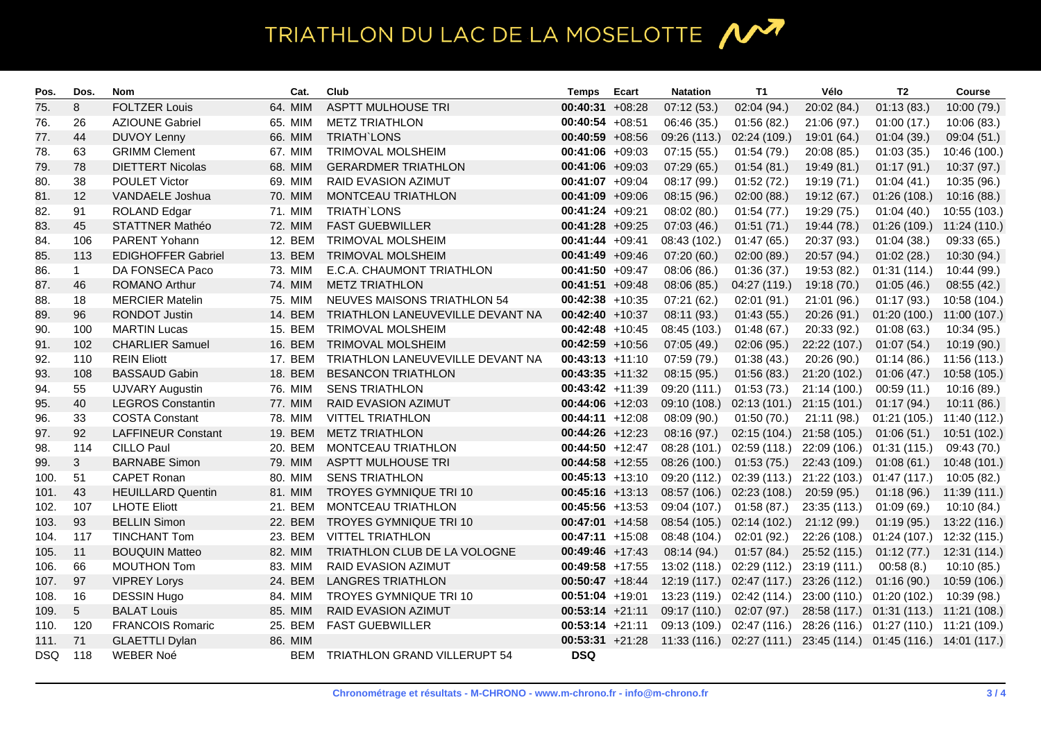# TRIATHLON DU LAC DE LA MOSELOTTE

| Pos. | Dos. | Nom | Cat. | Club | Temps | Ecart | Natation | T1 | Vélo | T2 | Course |
|---|---|---|---|---|---|---|---|---|---|---|---|
| 75. | 8 | FOLTZER Louis | 64. MIM | ASPTT MULHOUSE TRI | **00:40:31** | +08:28 | 07:12 (53.) | 02:04 (94.) | 20:02 (84.) | 01:13 (83.) | 10:00 (79.) |
| 76. | 26 | AZIOUNE Gabriel | 65. MIM | METZ TRIATHLON | **00:40:54** | +08:51 | 06:46 (35.) | 01:56 (82.) | 21:06 (97.) | 01:00 (17.) | 10:06 (83.) |
| 77. | 44 | DUVOY Lenny | 66. MIM | TRIATH`LONS | **00:40:59** | +08:56 | 09:26 (113.) | 02:24 (109.) | 19:01 (64.) | 01:04 (39.) | 09:04 (51.) |
| 78. | 63 | GRIMM Clement | 67. MIM | TRIMOVAL MOLSHEIM | **00:41:06** | +09:03 | 07:15 (55.) | 01:54 (79.) | 20:08 (85.) | 01:03 (35.) | 10:46 (100.) |
| 79. | 78 | DIETTERT Nicolas | 68. MIM | GERARDMER TRIATHLON | **00:41:06** | +09:03 | 07:29 (65.) | 01:54 (81.) | 19:49 (81.) | 01:17 (91.) | 10:37 (97.) |
| 80. | 38 | POULET Victor | 69. MIM | RAID EVASION AZIMUT | **00:41:07** | +09:04 | 08:17 (99.) | 01:52 (72.) | 19:19 (71.) | 01:04 (41.) | 10:35 (96.) |
| 81. | 12 | VANDAELE Joshua | 70. MIM | MONTCEAU TRIATHLON | **00:41:09** | +09:06 | 08:15 (96.) | 02:00 (88.) | 19:12 (67.) | 01:26 (108.) | 10:16 (88.) |
| 82. | 91 | ROLAND Edgar | 71. MIM | TRIATH`LONS | **00:41:24** | +09:21 | 08:02 (80.) | 01:54 (77.) | 19:29 (75.) | 01:04 (40.) | 10:55 (103.) |
| 83. | 45 | STATTNER Mathéo | 72. MIM | FAST GUEBWILLER | **00:41:28** | +09:25 | 07:03 (46.) | 01:51 (71.) | 19:44 (78.) | 01:26 (109.) | 11:24 (110.) |
| 84. | 106 | PARENT Yohann | 12. BEM | TRIMOVAL MOLSHEIM | **00:41:44** | +09:41 | 08:43 (102.) | 01:47 (65.) | 20:37 (93.) | 01:04 (38.) | 09:33 (65.) |
| 85. | 113 | EDIGHOFFER Gabriel | 13. BEM | TRIMOVAL MOLSHEIM | **00:41:49** | +09:46 | 07:20 (60.) | 02:00 (89.) | 20:57 (94.) | 01:02 (28.) | 10:30 (94.) |
| 86. | 1 | DA FONSECA Paco | 73. MIM | E.C.A. CHAUMONT TRIATHLON | **00:41:50** | +09:47 | 08:06 (86.) | 01:36 (37.) | 19:53 (82.) | 01:31 (114.) | 10:44 (99.) |
| 87. | 46 | ROMANO Arthur | 74. MIM | METZ TRIATHLON | **00:41:51** | +09:48 | 08:06 (85.) | 04:27 (119.) | 19:18 (70.) | 01:05 (46.) | 08:55 (42.) |
| 88. | 18 | MERCIER Matelin | 75. MIM | NEUVES MAISONS TRIATHLON 54 | **00:42:38** | +10:35 | 07:21 (62.) | 02:01 (91.) | 21:01 (96.) | 01:17 (93.) | 10:58 (104.) |
| 89. | 96 | RONDOT Justin | 14. BEM | TRIATHLON LANEUVEVILLE DEVANT NA | **00:42:40** | +10:37 | 08:11 (93.) | 01:43 (55.) | 20:26 (91.) | 01:20 (100.) | 11:00 (107.) |
| 90. | 100 | MARTIN Lucas | 15. BEM | TRIMOVAL MOLSHEIM | **00:42:48** | +10:45 | 08:45 (103.) | 01:48 (67.) | 20:33 (92.) | 01:08 (63.) | 10:34 (95.) |
| 91. | 102 | CHARLIER Samuel | 16. BEM | TRIMOVAL MOLSHEIM | **00:42:59** | +10:56 | 07:05 (49.) | 02:06 (95.) | 22:22 (107.) | 01:07 (54.) | 10:19 (90.) |
| 92. | 110 | REIN Eliott | 17. BEM | TRIATHLON LANEUVEVILLE DEVANT NA | **00:43:13** | +11:10 | 07:59 (79.) | 01:38 (43.) | 20:26 (90.) | 01:14 (86.) | 11:56 (113.) |
| 93. | 108 | BASSAUD Gabin | 18. BEM | BESANCON TRIATHLON | **00:43:35** | +11:32 | 08:15 (95.) | 01:56 (83.) | 21:20 (102.) | 01:06 (47.) | 10:58 (105.) |
| 94. | 55 | UJVARY Augustin | 76. MIM | SENS TRIATHLON | **00:43:42** | +11:39 | 09:20 (111.) | 01:53 (73.) | 21:14 (100.) | 00:59 (11.) | 10:16 (89.) |
| 95. | 40 | LEGROS Constantin | 77. MIM | RAID EVASION AZIMUT | **00:44:06** | +12:03 | 09:10 (108.) | 02:13 (101.) | 21:15 (101.) | 01:17 (94.) | 10:11 (86.) |
| 96. | 33 | COSTA Constant | 78. MIM | VITTEL TRIATHLON | **00:44:11** | +12:08 | 08:09 (90.) | 01:50 (70.) | 21:11 (98.) | 01:21 (105.) | 11:40 (112.) |
| 97. | 92 | LAFFINEUR Constant | 19. BEM | METZ TRIATHLON | **00:44:26** | +12:23 | 08:16 (97.) | 02:15 (104.) | 21:58 (105.) | 01:06 (51.) | 10:51 (102.) |
| 98. | 114 | CILLO Paul | 20. BEM | MONTCEAU TRIATHLON | **00:44:50** | +12:47 | 08:28 (101.) | 02:59 (118.) | 22:09 (106.) | 01:31 (115.) | 09:43 (70.) |
| 99. | 3 | BARNABE Simon | 79. MIM | ASPTT MULHOUSE TRI | **00:44:58** | +12:55 | 08:26 (100.) | 01:53 (75.) | 22:43 (109.) | 01:08 (61.) | 10:48 (101.) |
| 100. | 51 | CAPET Ronan | 80. MIM | SENS TRIATHLON | **00:45:13** | +13:10 | 09:20 (112.) | 02:39 (113.) | 21:22 (103.) | 01:47 (117.) | 10:05 (82.) |
| 101. | 43 | HEUILLARD Quentin | 81. MIM | TROYES GYMNIQUE TRI 10 | **00:45:16** | +13:13 | 08:57 (106.) | 02:23 (108.) | 20:59 (95.) | 01:18 (96.) | 11:39 (111.) |
| 102. | 107 | LHOTE Eliott | 21. BEM | MONTCEAU TRIATHLON | **00:45:56** | +13:53 | 09:04 (107.) | 01:58 (87.) | 23:35 (113.) | 01:09 (69.) | 10:10 (84.) |
| 103. | 93 | BELLIN Simon | 22. BEM | TROYES GYMNIQUE TRI 10 | **00:47:01** | +14:58 | 08:54 (105.) | 02:14 (102.) | 21:12 (99.) | 01:19 (95.) | 13:22 (116.) |
| 104. | 117 | TINCHANT Tom | 23. BEM | VITTEL TRIATHLON | **00:47:11** | +15:08 | 08:48 (104.) | 02:01 (92.) | 22:26 (108.) | 01:24 (107.) | 12:32 (115.) |
| 105. | 11 | BOUQUIN Matteo | 82. MIM | TRIATHLON CLUB DE LA VOLOGNE | **00:49:46** | +17:43 | 08:14 (94.) | 01:57 (84.) | 25:52 (115.) | 01:12 (77.) | 12:31 (114.) |
| 106. | 66 | MOUTHON Tom | 83. MIM | RAID EVASION AZIMUT | **00:49:58** | +17:55 | 13:02 (118.) | 02:29 (112.) | 23:19 (111.) | 00:58 (8.) | 10:10 (85.) |
| 107. | 97 | VIPREY Lorys | 24. BEM | LANGRES TRIATHLON | **00:50:47** | +18:44 | 12:19 (117.) | 02:47 (117.) | 23:26 (112.) | 01:16 (90.) | 10:59 (106.) |
| 108. | 16 | DESSIN Hugo | 84. MIM | TROYES GYMNIQUE TRI 10 | **00:51:04** | +19:01 | 13:23 (119.) | 02:42 (114.) | 23:00 (110.) | 01:20 (102.) | 10:39 (98.) |
| 109. | 5 | BALAT Louis | 85. MIM | RAID EVASION AZIMUT | **00:53:14** | +21:11 | 09:17 (110.) | 02:07 (97.) | 28:58 (117.) | 01:31 (113.) | 11:21 (108.) |
| 110. | 120 | FRANCOIS Romaric | 25. BEM | FAST GUEBWILLER | **00:53:14** | +21:11 | 09:13 (109.) | 02:47 (116.) | 28:26 (116.) | 01:27 (110.) | 11:21 (109.) |
| 111. | 71 | GLAETTLI Dylan | 86. MIM | | **00:53:31** | +21:28 | 11:33 (116.) | 02:27 (111.) | 23:45 (114.) | 01:45 (116.) | 14:01 (117.) |
| DSQ | 118 | WEBER Noé | BEM | TRIATHLON GRAND VILLERUPT 54 | **DSQ** | | | | | | |

Chronométrage et résultats - M-CHRONO - www.m-chrono.fr - info@m-chrono.fr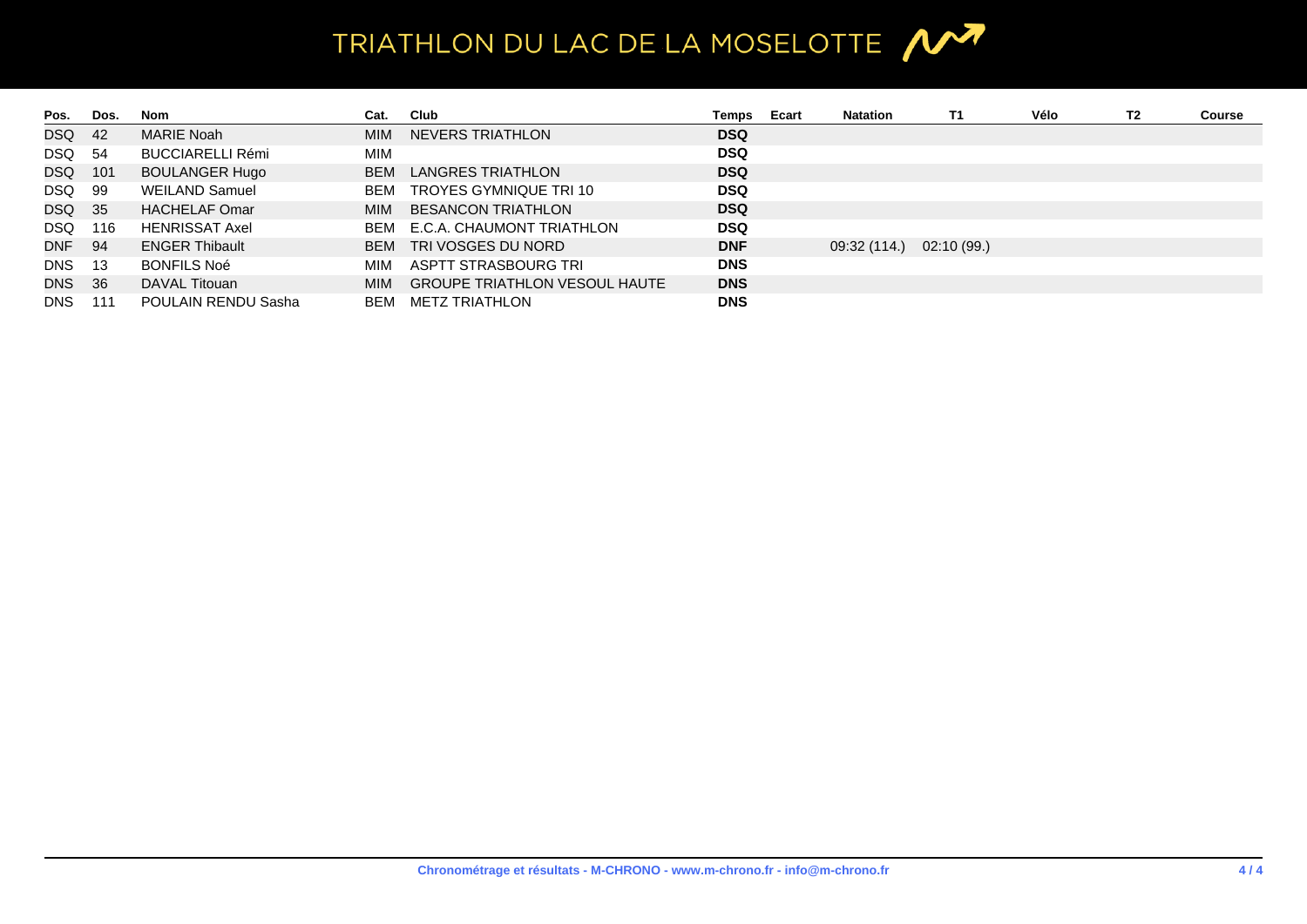# TRIATHLON DU LAC DE LA MOSELOTTE

| Pos. | Dos. | Nom | Cat. | Club | Temps | Ecart | Natation | T1 | Vélo | T2 | Course |
|---|---|---|---|---|---|---|---|---|---|---|---|
| DSQ | 42 | MARIE Noah | MIM | NEVERS TRIATHLON | **DSQ** | | | | | | |
| DSQ | 54 | BUCCIARELLI Rémi | MIM | | **DSQ** | | | | | | |
| DSQ | 101 | BOULANGER Hugo | BEM | LANGRES TRIATHLON | **DSQ** | | | | | | |
| DSQ | 99 | WEILAND Samuel | BEM | TROYES GYMNIQUE TRI 10 | **DSQ** | | | | | | |
| DSQ | 35 | HACHELAF Omar | MIM | BESANCON TRIATHLON | **DSQ** | | | | | | |
| DSQ | 116 | HENRISSAT Axel | BEM | E.C.A. CHAUMONT TRIATHLON | **DSQ** | | | | | | |
| DNF | 94 | ENGER Thibault | BEM | TRI VOSGES DU NORD | **DNF** | | 09:32 (114.) | 02:10 (99.) | | | |
| DNS | 13 | BONFILS Noé | MIM | ASPTT STRASBOURG TRI | **DNS** | | | | | | |
| DNS | 36 | DAVAL Titouan | MIM | GROUPE TRIATHLON VESOUL HAUTE | **DNS** | | | | | | |
| DNS | 111 | POULAIN RENDU Sasha | BEM | METZ TRIATHLON | **DNS** | | | | | | |

Chronométrage et résultats - M-CHRONO - www.m-chrono.fr - info@m-chrono.fr